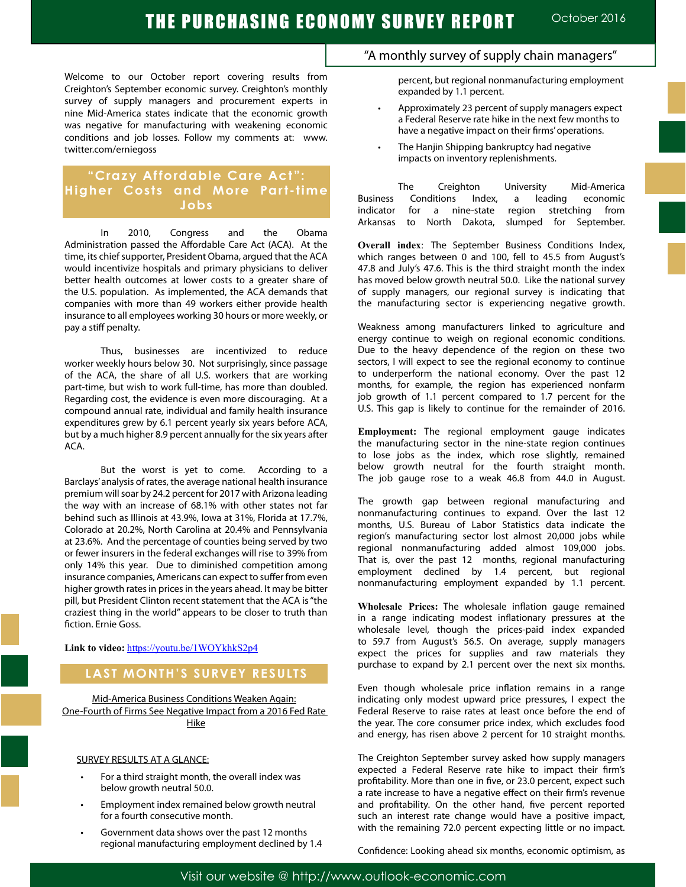# THE PURCHASING ECONOMY SURVEY REPORT

October 2016

"A monthly survey of supply chain managers"

Welcome to our October report covering results from Creighton's September economic survey. Creighton's monthly survey of supply managers and procurement experts in nine Mid-America states indicate that the economic growth was negative for manufacturing with weakening economic conditions and job losses. Follow my comments at: www.twitter.com/erniegoss

## "Crazy Affordable Care Act": Higher Costs and More Part-time Jobs

In 2010, Congress and the Obama Administration passed the Affordable Care Act (ACA). At the time, its chief supporter, President Obama, argued that the ACA would incentivize hospitals and primary physicians to deliver better health outcomes at lower costs to a greater share of the U.S. population. As implemented, the ACA demands that companies with more than 49 workers either provide health insurance to all employees working 30 hours or more weekly, or pay a stiff penalty.

Thus, businesses are incentivized to reduce worker weekly hours below 30. Not surprisingly, since passage of the ACA, the share of all U.S. workers that are working part-time, but wish to work full-time, has more than doubled. Regarding cost, the evidence is even more discouraging. At a compound annual rate, individual and family health insurance expenditures grew by 6.1 percent yearly six years before ACA, but by a much higher 8.9 percent annually for the six years after ACA.

But the worst is yet to come. According to a Barclays' analysis of rates, the average national health insurance premium will soar by 24.2 percent for 2017 with Arizona leading the way with an increase of 68.1% with other states not far behind such as Illinois at 43.9%, Iowa at 31%, Florida at 17.7%, Colorado at 20.2%, North Carolina at 20.4% and Pennsylvania at 23.6%. And the percentage of counties being served by two or fewer insurers in the federal exchanges will rise to 39% from only 14% this year. Due to diminished competition among insurance companies, Americans can expect to suffer from even higher growth rates in prices in the years ahead. It may be bitter pill, but President Clinton recent statement that the ACA is "the craziest thing in the world" appears to be closer to truth than fiction. Ernie Goss.

**Link to video:** https://youtu.be/1WOYkhkS2p4

## LAST MONTH'S SURVEY RESULTS

Mid-America Business Conditions Weaken Again: One-Fourth of Firms See Negative Impact from a 2016 Fed Rate Hike

SURVEY RESULTS AT A GLANCE:

- For a third straight month, the overall index was below growth neutral 50.0.
- Employment index remained below growth neutral for a fourth consecutive month.
- Government data shows over the past 12 months regional manufacturing employment declined by 1.4 percent, but regional nonmanufacturing employment expanded by 1.1 percent.
- Approximately 23 percent of supply managers expect a Federal Reserve rate hike in the next few months to have a negative impact on their firms' operations.
- The Hanjin Shipping bankruptcy had negative impacts on inventory replenishments.

The Creighton University Mid-America Business Conditions Index, a leading economic indicator for a nine-state region stretching from Arkansas to North Dakota, slumped for September.

**Overall index**: The September Business Conditions Index, which ranges between 0 and 100, fell to 45.5 from August's 47.8 and July's 47.6. This is the third straight month the index has moved below growth neutral 50.0. Like the national survey of supply managers, our regional survey is indicating that the manufacturing sector is experiencing negative growth.

Weakness among manufacturers linked to agriculture and energy continue to weigh on regional economic conditions. Due to the heavy dependence of the region on these two sectors, I will expect to see the regional economy to continue to underperform the national economy. Over the past 12 months, for example, the region has experienced nonfarm job growth of 1.1 percent compared to 1.7 percent for the U.S. This gap is likely to continue for the remainder of 2016.

**Employment:** The regional employment gauge indicates the manufacturing sector in the nine-state region continues to lose jobs as the index, which rose slightly, remained below growth neutral for the fourth straight month. The job gauge rose to a weak 46.8 from 44.0 in August.

The growth gap between regional manufacturing and nonmanufacturing continues to expand. Over the last 12 months, U.S. Bureau of Labor Statistics data indicate the region's manufacturing sector lost almost 20,000 jobs while regional nonmanufacturing added almost 109,000 jobs. That is, over the past 12 months, regional manufacturing employment declined by 1.4 percent, but regional nonmanufacturing employment expanded by 1.1 percent.

**Wholesale Prices:** The wholesale inflation gauge remained in a range indicating modest inflationary pressures at the wholesale level, though the prices-paid index expanded to 59.7 from August's 56.5. On average, supply managers expect the prices for supplies and raw materials they purchase to expand by 2.1 percent over the next six months.

Even though wholesale price inflation remains in a range indicating only modest upward price pressures, I expect the Federal Reserve to raise rates at least once before the end of the year. The core consumer price index, which excludes food and energy, has risen above 2 percent for 10 straight months.

The Creighton September survey asked how supply managers expected a Federal Reserve rate hike to impact their firm's profitability. More than one in five, or 23.0 percent, expect such a rate increase to have a negative effect on their firm's revenue and profitability. On the other hand, five percent reported such an interest rate change would have a positive impact, with the remaining 72.0 percent expecting little or no impact.

Confidence: Looking ahead six months, economic optimism, as

Visit our website @ http://www.outlook-economic.com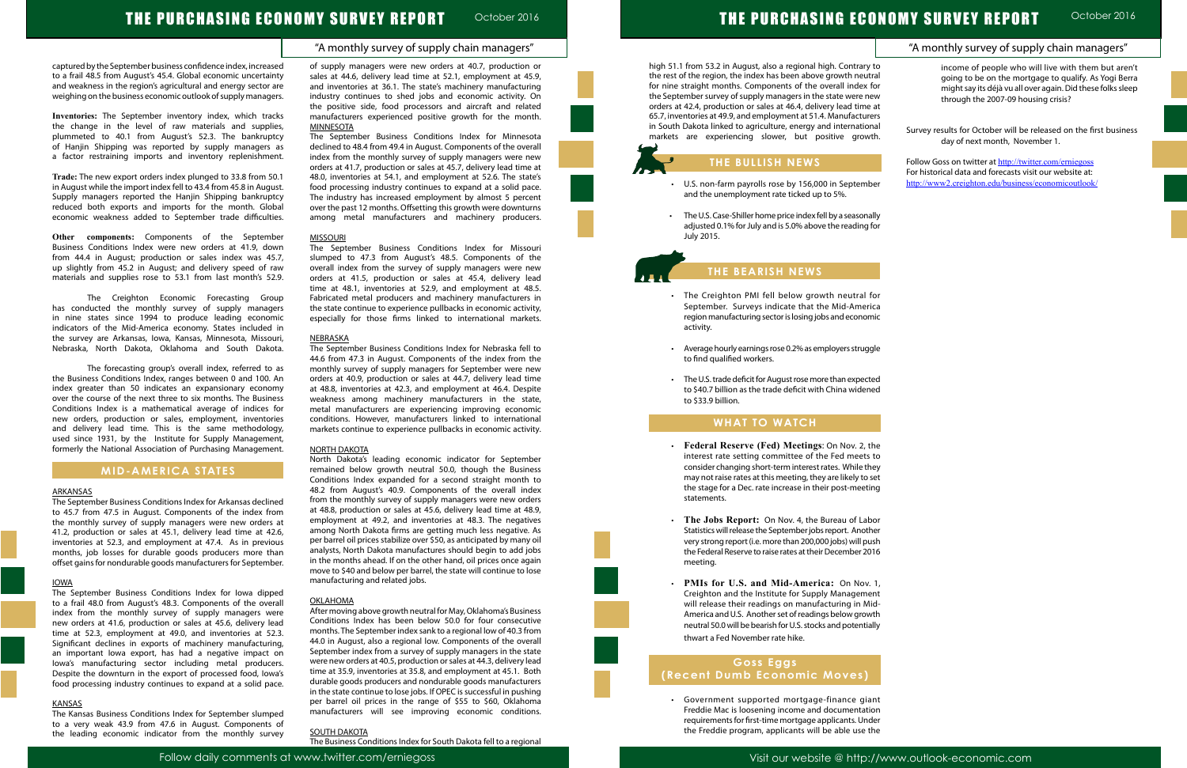captured by the September business confidence index, increased to a frail 48.5 from August's 45.4. Global economic uncertainty and weakness in the region's agricultural and energy sector are weighing on the business economic outlook of supply managers.

**Inventories:** The September inventory index, which tracks the change in the level of raw materials and supplies, plummeted to 40.1 from August's 52.3. The bankruptcy of Hanjin Shipping was reported by supply managers as a factor restraining imports and inventory replenishment.

**Trade:** The new export orders index plunged to 33.8 from 50.1 in August while the import index fell to 43.4 from 45.8 in August. Supply managers reported the Hanjin Shipping bankruptcy reduced both exports and imports for the month. Global economic weakness added to September trade difficulties.

**Other components:** Components of the September Business Conditions Index were new orders at 41.9, down from 44.4 in August; production or sales index was 45.7, up slightly from 45.2 in August; and delivery speed of raw materials and supplies rose to 53.1 from last month's 52.9.

The Creighton Economic Forecasting Group has conducted the monthly survey of supply managers in nine states since 1994 to produce leading economic indicators of the Mid-America economy. States included in the survey are Arkansas, Iowa, Kansas, Minnesota, Missouri, Nebraska, North Dakota, Oklahoma and South Dakota.

The forecasting group's overall index, referred to as the Business Conditions Index, ranges between 0 and 100. An index greater than 50 indicates an expansionary economy over the course of the next three to six months. The Business Conditions Index is a mathematical average of indices for new orders, production or sales, employment, inventories and delivery lead time. This is the same methodology, used since 1931, by the Institute for Supply Management, formerly the National Association of Purchasing Management.

## MID-AMERICA STATES

### ARKANSAS

The September Business Conditions Index for Arkansas declined to 45.7 from 47.5 in August. Components of the index from the monthly survey of supply managers were new orders at 41.2, production or sales at 45.1, delivery lead time at 42.6, inventories at 52.3, and employment at 47.4. As in previous months, job losses for durable goods producers more than offset gains for nondurable goods manufacturers for September.

### IOWA

The September Business Conditions Index for Iowa dipped to a frail 48.0 from August's 48.3. Components of the overall index from the monthly survey of supply managers were new orders at 41.6, production or sales at 45.6, delivery lead time at 52.3, employment at 49.0, and inventories at 52.3. Significant declines in exports of machinery manufacturing, an important Iowa export, has had a negative impact on Iowa's manufacturing sector including metal producers. Despite the downturn in the export of processed food, Iowa's food processing industry continues to expand at a solid pace.

### KANSAS

The Kansas Business Conditions Index for September slumped to a very weak 43.9 from 47.6 in August. Components of the leading economic indicator from the monthly survey of supply managers were new orders at 40.7, production or sales at 44.6, delivery lead time at 52.1, employment at 45.9, and inventories at 36.1. The state's machinery manufacturing industry continues to shed jobs and economic activity. On the positive side, food processors and aircraft and related manufacturers experienced positive growth for the month.

### MINNESOTA

The September Business Conditions Index for Minnesota declined to 48.4 from 49.4 in August. Components of the overall index from the monthly survey of supply managers were new orders at 41.7, production or sales at 45.7, delivery lead time at 48.0, inventories at 54.1, and employment at 52.6. The state's food processing industry continues to expand at a solid pace. The industry has increased employment by almost 5 percent over the past 12 months. Offsetting this growth were downturns among metal manufacturers and machinery producers.

### MISSOURI

The September Business Conditions Index for Missouri slumped to 47.3 from August's 48.5. Components of the overall index from the survey of supply managers were new orders at 41.5, production or sales at 45.4, delivery lead time at 48.1, inventories at 52.9, and employment at 48.5. Fabricated metal producers and machinery manufacturers in the state continue to experience pullbacks in economic activity, especially for those firms linked to international markets.

### NEBRASKA

The September Business Conditions Index for Nebraska fell to 44.6 from 47.3 in August. Components of the index from the monthly survey of supply managers for September were new orders at 40.9, production or sales at 44.7, delivery lead time at 48.8, inventories at 42.3, and employment at 46.4. Despite weakness among machinery manufacturers in the state, metal manufacturers are experiencing improving economic conditions. However, manufacturers linked to international markets continue to experience pullbacks in economic activity.

### NORTH DAKOTA

North Dakota's leading economic indicator for September remained below growth neutral 50.0, though the Business Conditions Index expanded for a second straight month to 48.2 from August's 40.9. Components of the overall index from the monthly survey of supply managers were new orders at 48.8, production or sales at 45.6, delivery lead time at 48.9, employment at 49.2, and inventories at 48.3. The negatives among North Dakota firms are getting much less negative. As per barrel oil prices stabilize over $50, as anticipated by many oil analysts, North Dakota manufactures should begin to add jobs in the months ahead. If on the other hand, oil prices once again move to $40 and below per barrel, the state will continue to lose manufacturing and related jobs.

### OKLAHOMA

After moving above growth neutral for May, Oklahoma's Business Conditions Index has been below 50.0 for four consecutive months. The September index sank to a regional low of 40.3 from 44.0 in August, also a regional low. Components of the overall September index from a survey of supply managers in the state were new orders at 40.5, production or sales at 44.3, delivery lead time at 35.9, inventories at 35.8, and employment at 45.1. Both durable goods producers and nondurable goods manufacturers in the state continue to lose jobs. If OPEC is successful in pushing per barrel oil prices in the range of $55 to $60, Oklahoma manufacturers will see improving economic conditions.

### SOUTH DAKOTA

The Business Conditions Index for South Dakota fell to a regional high 51.1 from 53.2 in August, also a regional high. Contrary to the rest of the region, the index has been above growth neutral for nine straight months. Components of the overall index for the September survey of supply managers in the state were new orders at 42.4, production or sales at 46.4, delivery lead time at 65.7, inventories at 49.9, and employment at 51.4. Manufacturers in South Dakota linked to agriculture, energy and international markets are experiencing slower, but positive growth.

## THE BULLISH NEWS

- U.S. non-farm payrolls rose by 156,000 in September and the unemployment rate ticked up to 5%.
- The U.S. Case-Shiller home price index fell by a seasonally adjusted 0.1% for July and is 5.0% above the reading for July 2015.

## THE BEARISH NEWS

- The Creighton PMI fell below growth neutral for September. Surveys indicate that the Mid-America region manufacturing sector is losing jobs and economic activity.
- Average hourly earnings rose 0.2% as employers struggle to find qualified workers.
- The U.S. trade deficit for August rose more than expected to $40.7 billion as the trade deficit with China widened to $33.9 billion.

## WHAT TO WATCH

- **Federal Reserve (Fed) Meetings**: On Nov. 2, the interest rate setting committee of the Fed meets to consider changing short-term interest rates. While they may not raise rates at this meeting, they are likely to set the stage for a Dec. rate increase in their post-meeting statements.
- **The Jobs Report:** On Nov. 4, the Bureau of Labor Statistics will release the September jobs report. Another very strong report (i.e. more than 200,000 jobs) will push the Federal Reserve to raise rates at their December 2016 meeting.
- **PMIs for U.S. and Mid-America:** On Nov. 1, Creighton and the Institute for Supply Management will release their readings on manufacturing in Mid-America and U.S. Another set of readings below growth neutral 50.0 will be bearish for U.S. stocks and potentially thwart a Fed November rate hike.

## Goss Eggs (Recent Dumb Economic Moves)

- Government supported mortgage-finance giant Freddie Mac is loosening income and documentation requirements for first-time mortgage applicants. Under the Freddie program, applicants will be able use the income of people who will live with them but aren't going to be on the mortgage to qualify. As Yogi Berra might say its déjà vu all over again. Did these folks sleep through the 2007-09 housing crisis?

Survey results for October will be released on the first business day of next month, November 1.

Follow Goss on twitter at http://twitter.com/erniegoss
For historical data and forecasts visit our website at:
http://www2.creighton.edu/business/economicoutlook/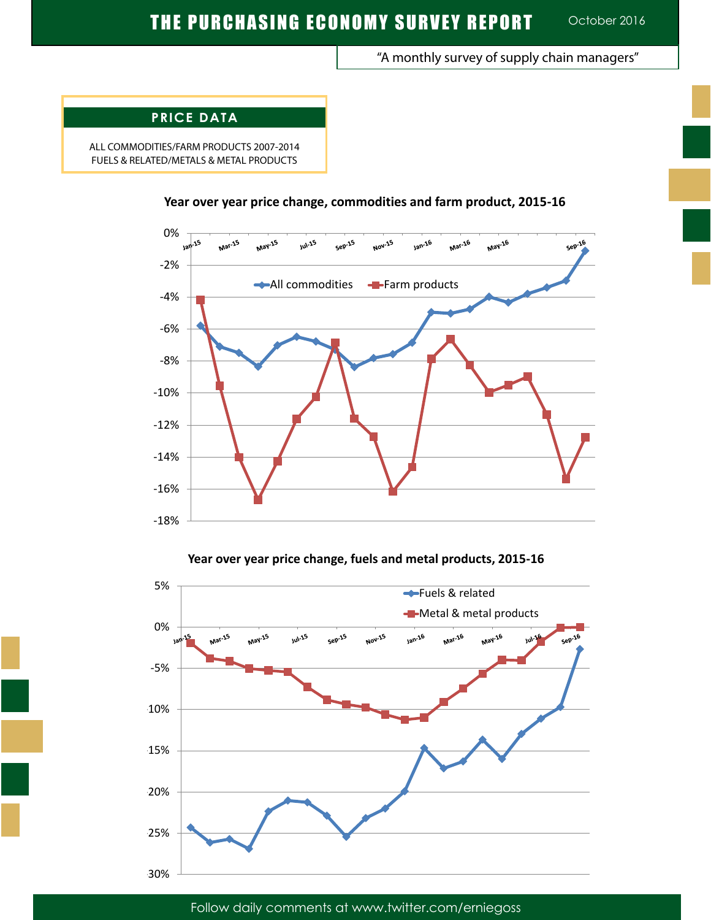# THE PURCHASING ECONOMY SURVEY REPORT

October 2016

"A monthly survey of supply chain managers"

## PRICE DATA

ALL COMMODITIES/FARM PRODUCTS 2007-2014
FUELS & RELATED/METALS & METAL PRODUCTS

**Year over year price change, commodities and farm product, 2015-16**

0%
-2%
-4%
-6%
-8%
-10%
-12%
-14%
-16%
-18%

Jan-15
Mar-15
May-15
Jul-15
Sep-15
Nov-15
Jan-16
Mar-16
May-16
Sep-16

All commodities
Farm products

**Year over year price change, fuels and metal products, 2015-16**

5%
0%
-5%
10%
15%
20%
25%
30%

Jan-15
Mar-15
May-15
Jul-15
Sep-15
Nov-15
Jan-16
Mar-16
May-16
Jul-16
Sep-16

Fuels & related
Metal & metal products

Follow daily comments at www.twitter.com/erniegoss